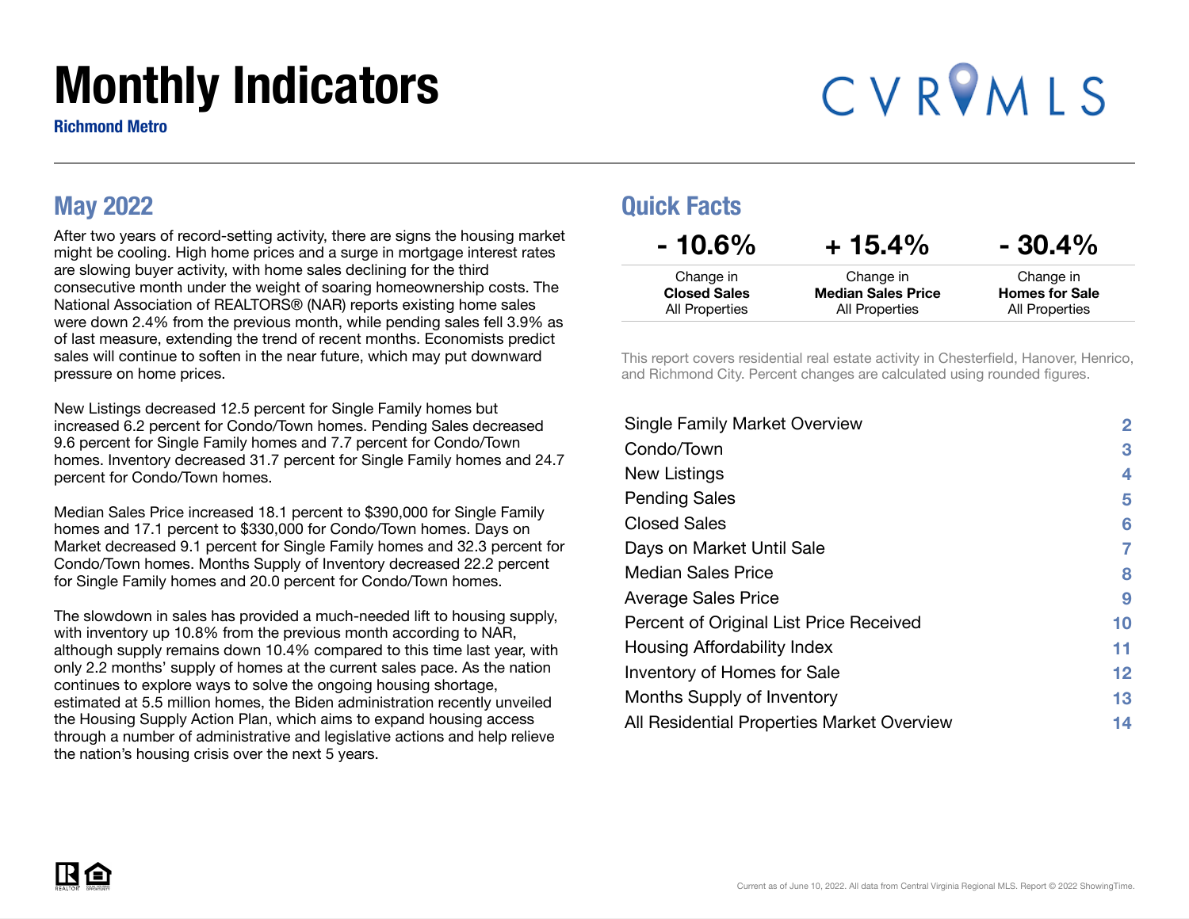# Monthly Indicators

**Richmond Metro**

CVRMLS

## May 2022

After two years of record-setting activity, there are signs the housing market might be cooling. High home prices and a surge in mortgage interest rates are slowing buyer activity, with home sales declining for the third consecutive month under the weight of soaring homeownership costs. The National Association of REALTORS® (NAR) reports existing home sales were down 2.4% from the previous month, while pending sales fell 3.9% as of last measure, extending the trend of recent months. Economists predict sales will continue to soften in the near future, which may put downward pressure on home prices.

New Listings decreased 12.5 percent for Single Family homes but increased 6.2 percent for Condo/Town homes. Pending Sales decreased 9.6 percent for Single Family homes and 7.7 percent for Condo/Town homes. Inventory decreased 31.7 percent for Single Family homes and 24.7 percent for Condo/Town homes.

Median Sales Price increased 18.1 percent to $390,000 for Single Family homes and 17.1 percent to $330,000 for Condo/Town homes. Days on Market decreased 9.1 percent for Single Family homes and 32.3 percent for Condo/Town homes. Months Supply of Inventory decreased 22.2 percent for Single Family homes and 20.0 percent for Condo/Town homes.

The slowdown in sales has provided a much-needed lift to housing supply, with inventory up 10.8% from the previous month according to NAR, although supply remains down 10.4% compared to this time last year, with only 2.2 months' supply of homes at the current sales pace. As the nation continues to explore ways to solve the ongoing housing shortage, estimated at 5.5 million homes, the Biden administration recently unveiled the Housing Supply Action Plan, which aims to expand housing access through a number of administrative and legislative actions and help relieve the nation's housing crisis over the next 5 years.

## Quick Facts

| - 10.6% | + 15.4% | - 30.4% |
|---|---|---|
| Change in **Closed Sales** All Properties | Change in **Median Sales Price** All Properties | Change in **Homes for Sale** All Properties |

This report covers residential real estate activity in Chesterfield, Hanover, Henrico, and Richmond City. Percent changes are calculated using rounded figures.

| | |
|---|---|
| Single Family Market Overview | 2 |
| Condo/Town | 3 |
| New Listings | 4 |
| Pending Sales | 5 |
| Closed Sales | 6 |
| Days on Market Until Sale | 7 |
| Median Sales Price | 8 |
| Average Sales Price | 9 |
| Percent of Original List Price Received | 10 |
| Housing Affordability Index | 11 |
| Inventory of Homes for Sale | 12 |
| Months Supply of Inventory | 13 |
| All Residential Properties Market Overview | 14 |

Current as of June 10, 2022. All data from Central Virginia Regional MLS. Report © 2022 ShowingTime.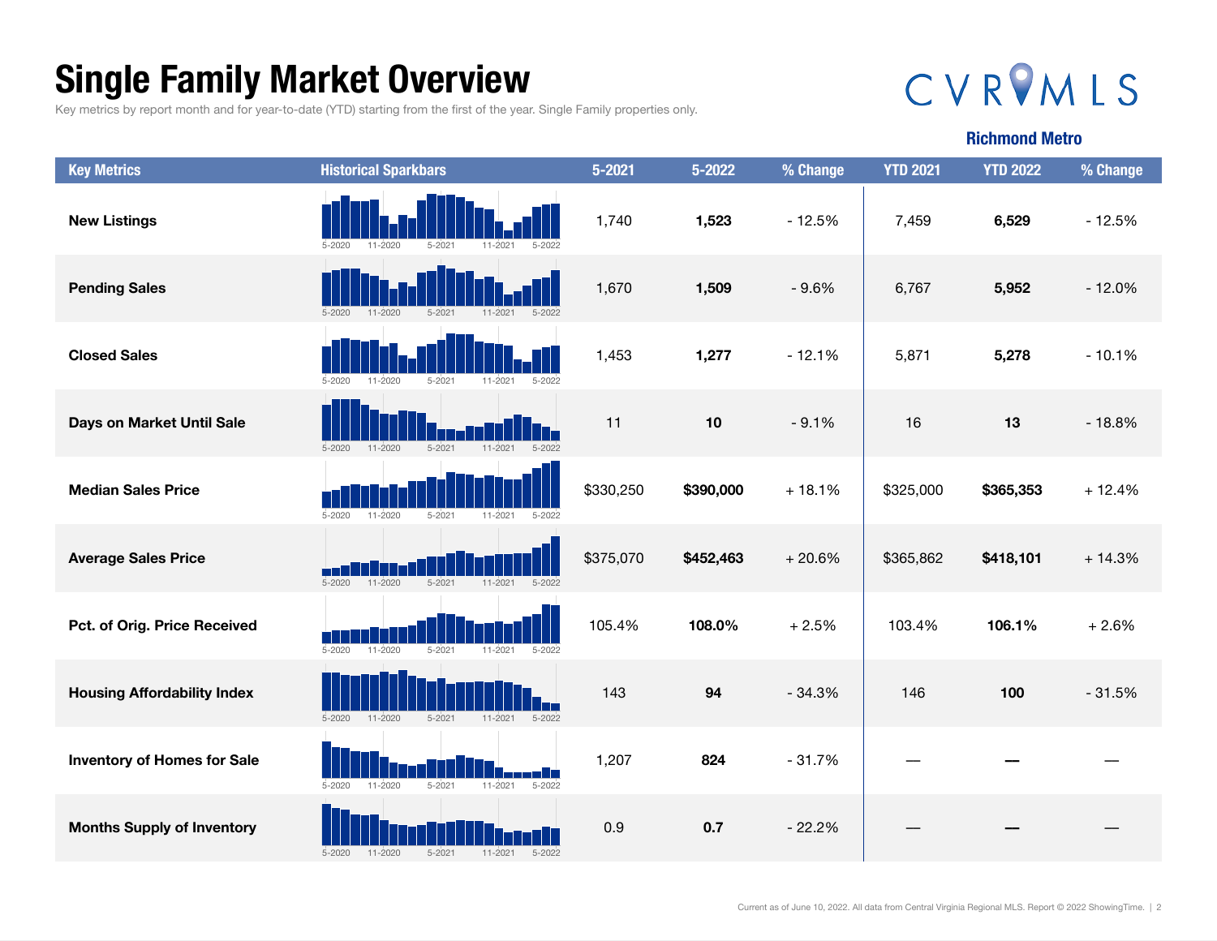# Single Family Market Overview

Key metrics by report month and for year-to-date (YTD) starting from the first of the year. Single Family properties only.

CVRMLS

**Richmond Metro**

| Key Metrics | Historical Sparkbars | 5-2021 | 5-2022 | % Change | YTD 2021 | YTD 2022 | % Change |
|---|---|---|---|---|---|---|---|
| **New Listings** | 5-2020 11-2020 5-2021 11-2021 5-2022 | 1,740 | **1,523** | - 12.5% | 7,459 | **6,529** | - 12.5% |
| **Pending Sales** | 5-2020 11-2020 5-2021 11-2021 5-2022 | 1,670 | **1,509** | - 9.6% | 6,767 | **5,952** | - 12.0% |
| **Closed Sales** | 5-2020 11-2020 5-2021 11-2021 5-2022 | 1,453 | **1,277** | - 12.1% | 5,871 | **5,278** | - 10.1% |
| **Days on Market Until Sale** | 5-2020 11-2020 5-2021 11-2021 5-2022 | 11 | **10** | - 9.1% | 16 | **13** | - 18.8% |
| **Median Sales Price** | 5-2020 11-2020 5-2021 11-2021 5-2022 | $330,250 | **$390,000** | + 18.1% | $325,000 | **$365,353** | + 12.4% |
| **Average Sales Price** | 5-2020 11-2020 5-2021 11-2021 5-2022 | $375,070 | **$452,463** | + 20.6% | $365,862 | **$418,101** | + 14.3% |
| **Pct. of Orig. Price Received** | 5-2020 11-2020 5-2021 11-2021 5-2022 | 105.4% | **108.0%** | + 2.5% | 103.4% | **106.1%** | + 2.6% |
| **Housing Affordability Index** | 5-2020 11-2020 5-2021 11-2021 5-2022 | 143 | **94** | - 34.3% | 146 | **100** | - 31.5% |
| **Inventory of Homes for Sale** | 5-2020 11-2020 5-2021 11-2021 5-2022 | 1,207 | **824** | - 31.7% | — | **—** | — |
| **Months Supply of Inventory** | 5-2020 11-2020 5-2021 11-2021 5-2022 | 0.9 | **0.7** | - 22.2% | — | **—** | — |

Current as of June 10, 2022. All data from Central Virginia Regional MLS. Report © 2022 ShowingTime.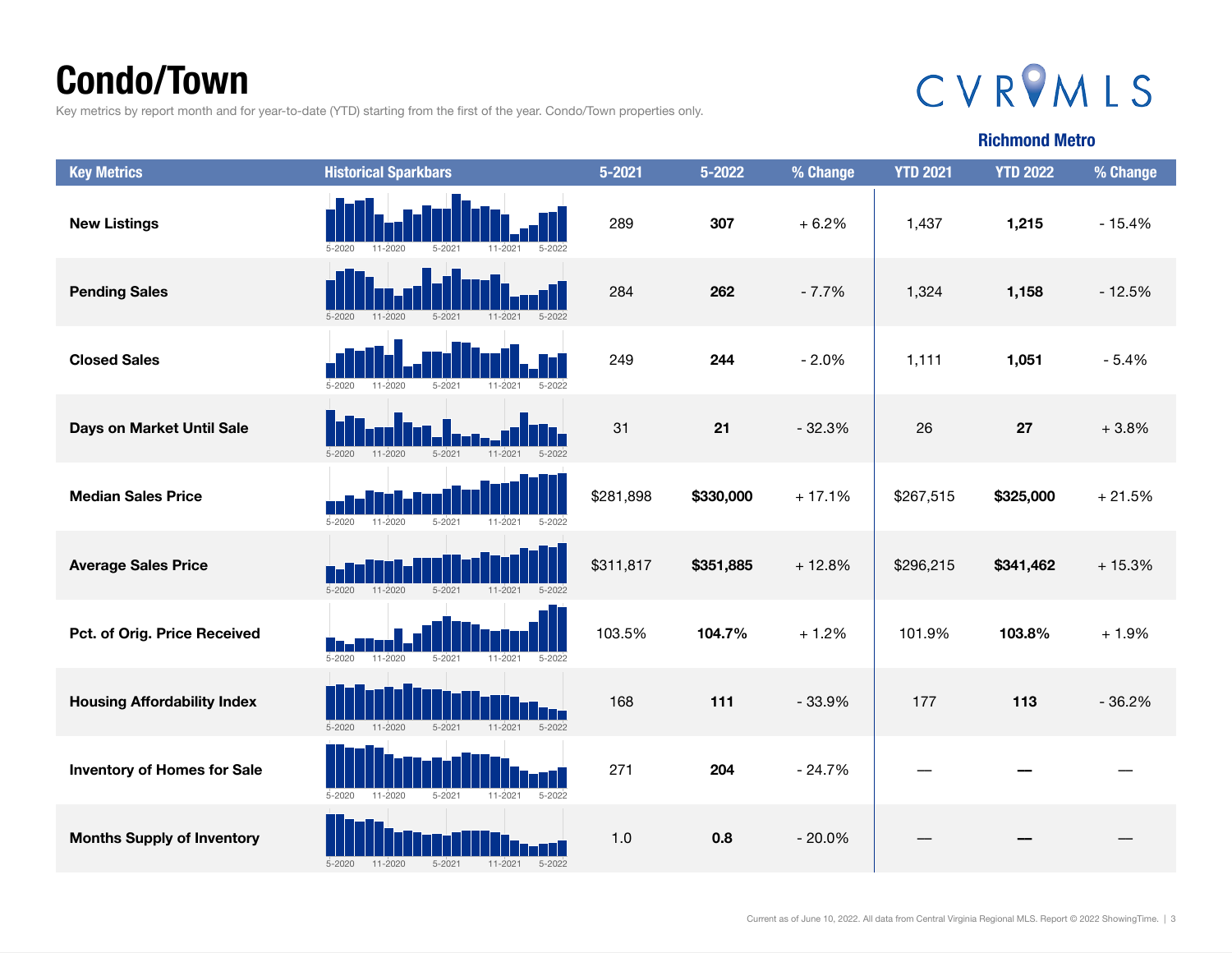# Condo/Town

Key metrics by report month and for year-to-date (YTD) starting from the first of the year. Condo/Town properties only.

CVRMLS

**Richmond Metro**

| Key Metrics | Historical Sparkbars | 5-2021 | 5-2022 | % Change | YTD 2021 | YTD 2022 | % Change |
|---|---|---|---|---|---|---|---|
| **New Listings** | 5-2020 11-2020 5-2021 11-2021 5-2022 | 289 | **307** | + 6.2% | 1,437 | **1,215** | - 15.4% |
| **Pending Sales** | 5-2020 11-2020 5-2021 11-2021 5-2022 | 284 | **262** | - 7.7% | 1,324 | **1,158** | - 12.5% |
| **Closed Sales** | 5-2020 11-2020 5-2021 11-2021 5-2022 | 249 | **244** | - 2.0% | 1,111 | **1,051** | - 5.4% |
| **Days on Market Until Sale** | 5-2020 11-2020 5-2021 11-2021 5-2022 | 31 | **21** | - 32.3% | 26 | **27** | + 3.8% |
| **Median Sales Price** | 5-2020 11-2020 5-2021 11-2021 5-2022 | $281,898 | **$330,000** | + 17.1% | $267,515 | **$325,000** | + 21.5% |
| **Average Sales Price** | 5-2020 11-2020 5-2021 11-2021 5-2022 | $311,817 | **$351,885** | + 12.8% | $296,215 | **$341,462** | + 15.3% |
| **Pct. of Orig. Price Received** | 5-2020 11-2020 5-2021 11-2021 5-2022 | 103.5% | **104.7%** | + 1.2% | 101.9% | **103.8%** | + 1.9% |
| **Housing Affordability Index** | 5-2020 11-2020 5-2021 11-2021 5-2022 | 168 | **111** | - 33.9% | 177 | **113** | - 36.2% |
| **Inventory of Homes for Sale** | 5-2020 11-2020 5-2021 11-2021 5-2022 | 271 | **204** | - 24.7% | — | **—** | — |
| **Months Supply of Inventory** | 5-2020 11-2020 5-2021 11-2021 5-2022 | 1.0 | **0.8** | - 20.0% | — | **—** | — |

Current as of June 10, 2022. All data from Central Virginia Regional MLS. Report © 2022 ShowingTime.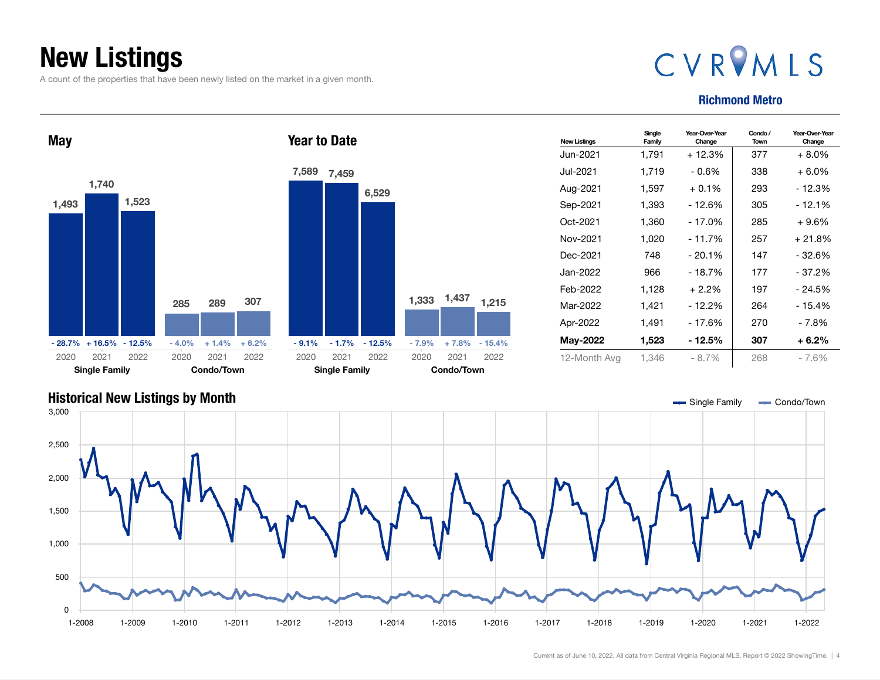# New Listings

A count of the properties that have been newly listed on the market in a given month.

CVRMLS

**Richmond Metro**

## May

| | 2020 | 2021 | 2022 |
|---|---|---|---|
| Single Family | 1,493 | 1,740 | 1,523 |
| Change | - 28.7% | + 16.5% | - 12.5% |
| Condo/Town | 285 | 289 | 307 |
| Change | - 4.0% | + 1.4% | + 6.2% |

## Year to Date

| | 2020 | 2021 | 2022 |
|---|---|---|---|
| Single Family | 7,589 | 7,459 | 6,529 |
| Change | - 9.1% | - 1.7% | - 12.5% |
| Condo/Town | 1,333 | 1,437 | 1,215 |
| Change | - 7.9% | + 7.8% | - 15.4% |

| New Listings | Single Family | Year-Over-Year Change | Condo / Town | Year-Over-Year Change |
|---|---|---|---|---|
| Jun-2021 | 1,791 | + 12.3% | 377 | + 8.0% |
| Jul-2021 | 1,719 | - 0.6% | 338 | + 6.0% |
| Aug-2021 | 1,597 | + 0.1% | 293 | - 12.3% |
| Sep-2021 | 1,393 | - 12.6% | 305 | - 12.1% |
| Oct-2021 | 1,360 | - 17.0% | 285 | + 9.6% |
| Nov-2021 | 1,020 | - 11.7% | 257 | + 21.8% |
| Dec-2021 | 748 | - 20.1% | 147 | - 32.6% |
| Jan-2022 | 966 | - 18.7% | 177 | - 37.2% |
| Feb-2022 | 1,128 | + 2.2% | 197 | - 24.5% |
| Mar-2022 | 1,421 | - 12.2% | 264 | - 15.4% |
| Apr-2022 | 1,491 | - 17.6% | 270 | - 7.8% |
| **May-2022** | **1,523** | **- 12.5%** | **307** | **+ 6.2%** |
| 12-Month Avg | 1,346 | - 8.7% | 268 | - 7.6% |

## Historical New Listings by Month

Single Family — Condo/Town

Current as of June 10, 2022. All data from Central Virginia Regional MLS. Report © 2022 ShowingTime.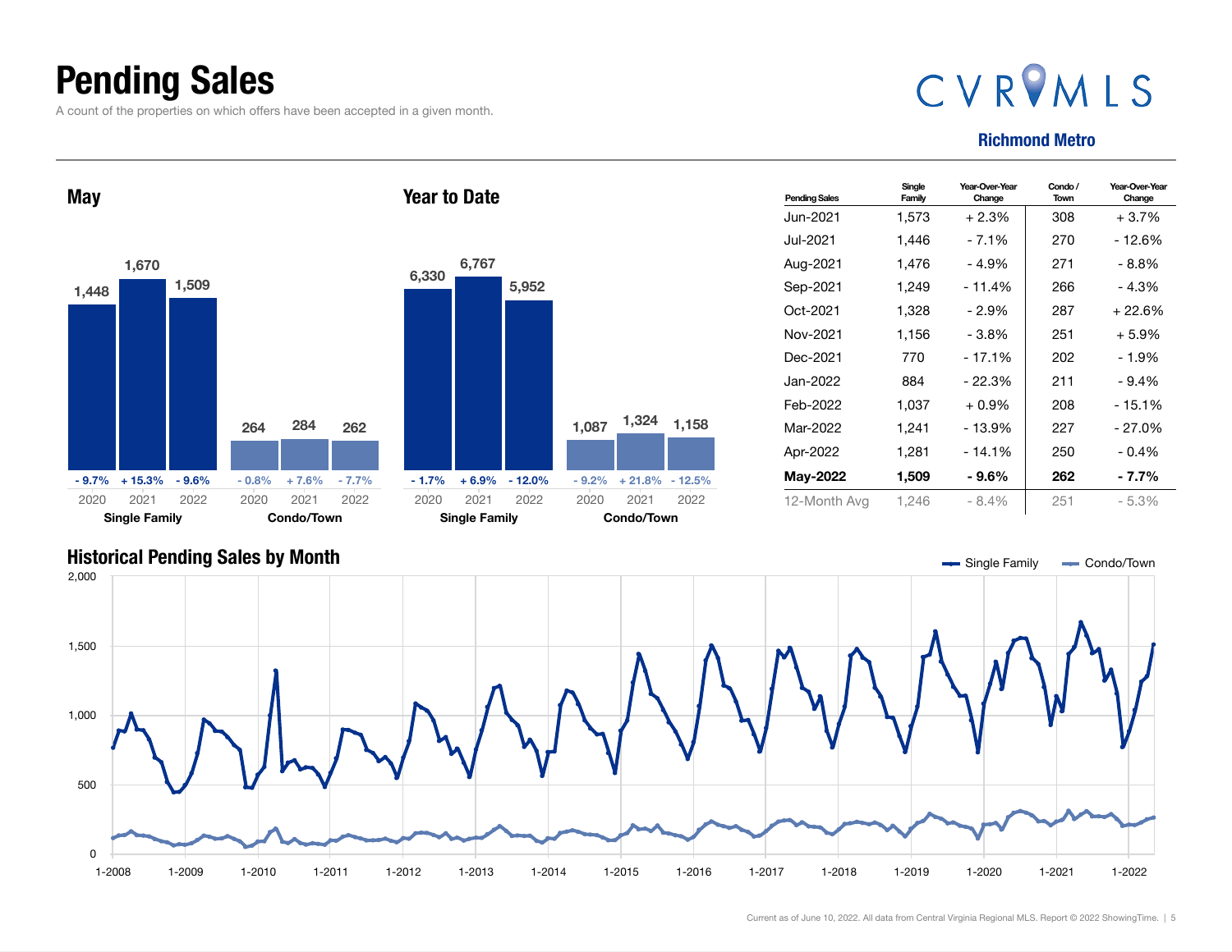# Pending Sales

A count of the properties on which offers have been accepted in a given month.

CVRMLS

**Richmond Metro**

## May

| | 2020 | 2021 | 2022 |
|---|---|---|---|
| Single Family | 1,448 | 1,670 | 1,509 |
| Change | - 9.7% | + 15.3% | - 9.6% |
| Condo/Town | 264 | 284 | 262 |
| Change | - 0.8% | + 7.6% | - 7.7% |

## Year to Date

| | 2020 | 2021 | 2022 |
|---|---|---|---|
| Single Family | 6,330 | 6,767 | 5,952 |
| Change | - 1.7% | + 6.9% | - 12.0% |
| Condo/Town | 1,087 | 1,324 | 1,158 |
| Change | - 9.2% | + 21.8% | - 12.5% |

| Pending Sales | Single Family | Year-Over-Year Change | Condo / Town | Year-Over-Year Change |
|---|---|---|---|---|
| Jun-2021 | 1,573 | + 2.3% | 308 | + 3.7% |
| Jul-2021 | 1,446 | - 7.1% | 270 | - 12.6% |
| Aug-2021 | 1,476 | - 4.9% | 271 | - 8.8% |
| Sep-2021 | 1,249 | - 11.4% | 266 | - 4.3% |
| Oct-2021 | 1,328 | - 2.9% | 287 | + 22.6% |
| Nov-2021 | 1,156 | - 3.8% | 251 | + 5.9% |
| Dec-2021 | 770 | - 17.1% | 202 | - 1.9% |
| Jan-2022 | 884 | - 22.3% | 211 | - 9.4% |
| Feb-2022 | 1,037 | + 0.9% | 208 | - 15.1% |
| Mar-2022 | 1,241 | - 13.9% | 227 | - 27.0% |
| Apr-2022 | 1,281 | - 14.1% | 250 | - 0.4% |
| **May-2022** | **1,509** | **- 9.6%** | **262** | **- 7.7%** |
| 12-Month Avg | 1,246 | - 8.4% | 251 | - 5.3% |

## Historical Pending Sales by Month

Single Family — Condo/Town

Current as of June 10, 2022. All data from Central Virginia Regional MLS. Report © 2022 ShowingTime.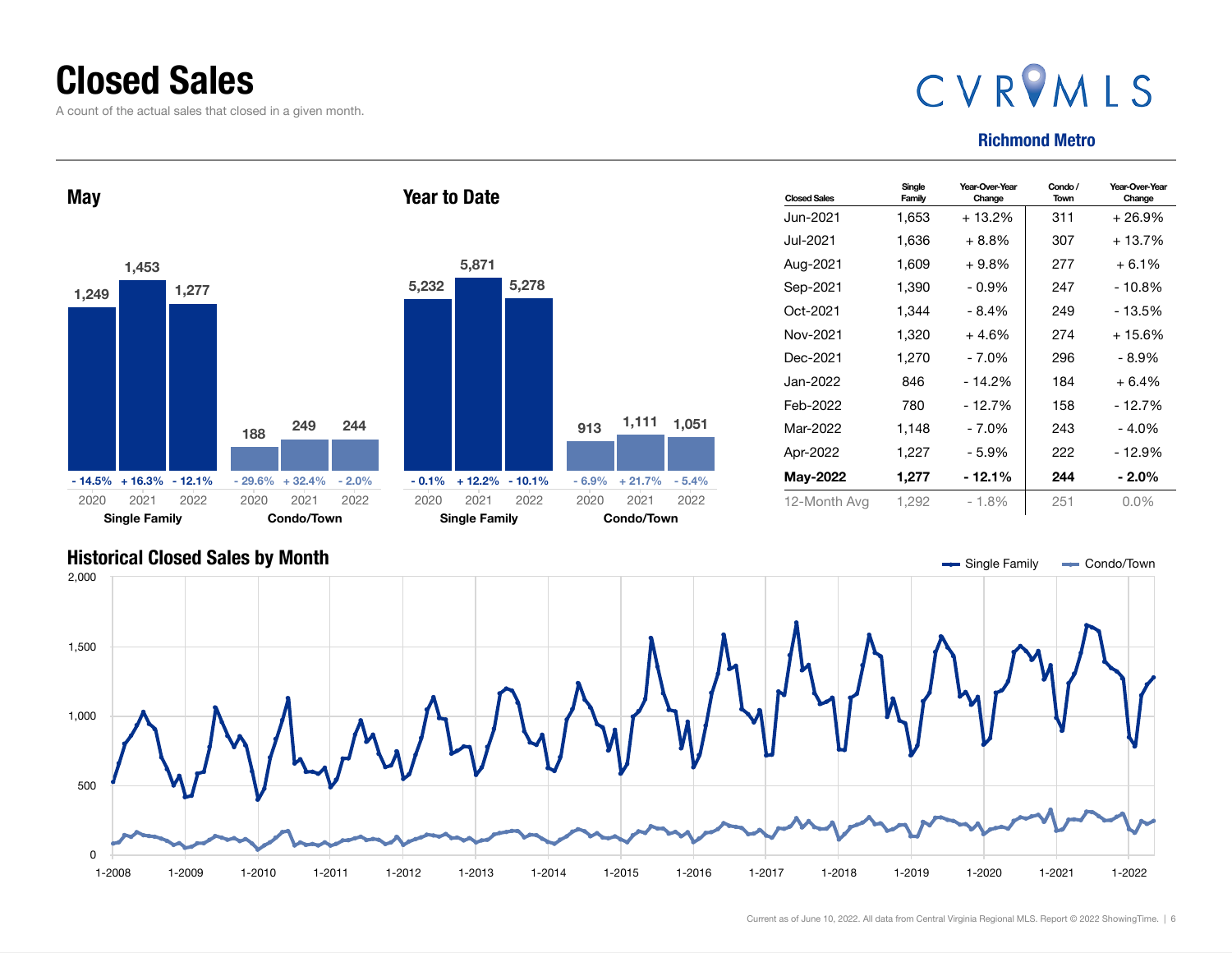# Closed Sales

A count of the actual sales that closed in a given month.

**CVRMLS**

**Richmond Metro**

## May

| | 2020 | 2021 | 2022 |
|---|---|---|---|
| Single Family | 1,249 | 1,453 | 1,277 |
| Change | - 14.5% | + 16.3% | - 12.1% |
| Condo/Town | 188 | 249 | 244 |
| Change | - 29.6% | + 32.4% | - 2.0% |

## Year to Date

| | 2020 | 2021 | 2022 |
|---|---|---|---|
| Single Family | 5,232 | 5,871 | 5,278 |
| Change | - 0.1% | + 12.2% | - 10.1% |
| Condo/Town | 913 | 1,111 | 1,051 |
| Change | - 6.9% | + 21.7% | - 5.4% |

| Closed Sales | Single Family | Year-Over-Year Change | Condo / Town | Year-Over-Year Change |
|---|---|---|---|---|
| Jun-2021 | 1,653 | + 13.2% | 311 | + 26.9% |
| Jul-2021 | 1,636 | + 8.8% | 307 | + 13.7% |
| Aug-2021 | 1,609 | + 9.8% | 277 | + 6.1% |
| Sep-2021 | 1,390 | - 0.9% | 247 | - 10.8% |
| Oct-2021 | 1,344 | - 8.4% | 249 | - 13.5% |
| Nov-2021 | 1,320 | + 4.6% | 274 | + 15.6% |
| Dec-2021 | 1,270 | - 7.0% | 296 | - 8.9% |
| Jan-2022 | 846 | - 14.2% | 184 | + 6.4% |
| Feb-2022 | 780 | - 12.7% | 158 | - 12.7% |
| Mar-2022 | 1,148 | - 7.0% | 243 | - 4.0% |
| Apr-2022 | 1,227 | - 5.9% | 222 | - 12.9% |
| **May-2022** | **1,277** | **- 12.1%** | **244** | **- 2.0%** |
| 12-Month Avg | 1,292 | - 1.8% | 251 | 0.0% |

## Historical Closed Sales by Month

Single Family — Condo/Town

Current as of June 10, 2022. All data from Central Virginia Regional MLS. Report © 2022 ShowingTime.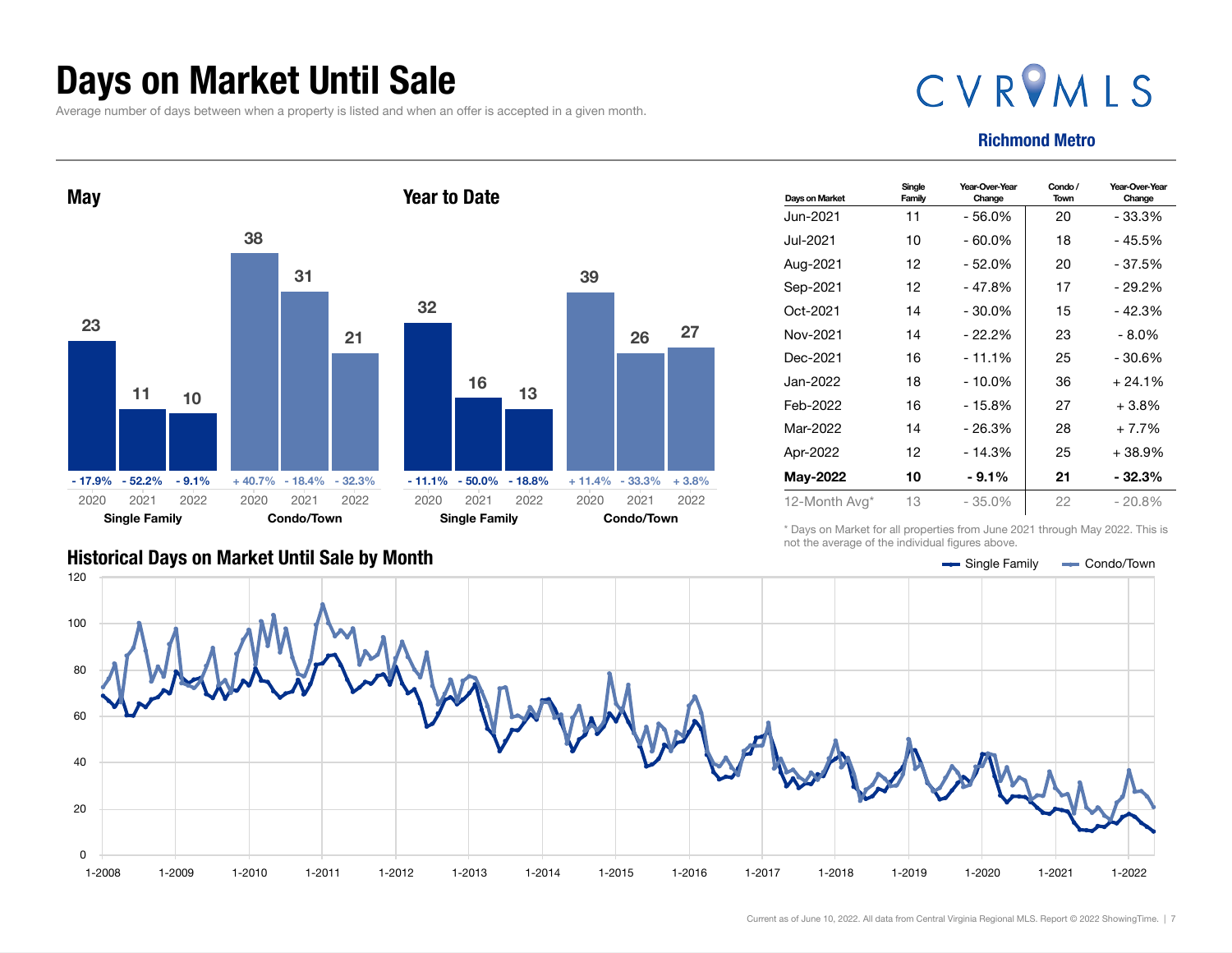# Days on Market Until Sale

Average number of days between when a property is listed and when an offer is accepted in a given month.

CVRMLS

**Richmond Metro**

## May

| | 2020 | 2021 | 2022 |
|---|---|---|---|
| Single Family | 23 | 11 | 10 |
| Change | - 17.9% | - 52.2% | - 9.1% |
| Condo/Town | 38 | 31 | 21 |
| Change | + 40.7% | - 18.4% | - 32.3% |

## Year to Date

| | 2020 | 2021 | 2022 |
|---|---|---|---|
| Single Family | 32 | 16 | 13 |
| Change | - 11.1% | - 50.0% | - 18.8% |
| Condo/Town | 39 | 26 | 27 |
| Change | + 11.4% | - 33.3% | + 3.8% |

| Days on Market | Single Family | Year-Over-Year Change | Condo / Town | Year-Over-Year Change |
|---|---|---|---|---|
| Jun-2021 | 11 | - 56.0% | 20 | - 33.3% |
| Jul-2021 | 10 | - 60.0% | 18 | - 45.5% |
| Aug-2021 | 12 | - 52.0% | 20 | - 37.5% |
| Sep-2021 | 12 | - 47.8% | 17 | - 29.2% |
| Oct-2021 | 14 | - 30.0% | 15 | - 42.3% |
| Nov-2021 | 14 | - 22.2% | 23 | - 8.0% |
| Dec-2021 | 16 | - 11.1% | 25 | - 30.6% |
| Jan-2022 | 18 | - 10.0% | 36 | + 24.1% |
| Feb-2022 | 16 | - 15.8% | 27 | + 3.8% |
| Mar-2022 | 14 | - 26.3% | 28 | + 7.7% |
| Apr-2022 | 12 | - 14.3% | 25 | + 38.9% |
| **May-2022** | **10** | **- 9.1%** | **21** | **- 32.3%** |
| 12-Month Avg* | 13 | - 35.0% | 22 | - 20.8% |

\* Days on Market for all properties from June 2021 through May 2022. This is not the average of the individual figures above.

## Historical Days on Market Until Sale by Month

Legend: Single Family, Condo/Town

Y-axis: 0, 20, 40, 60, 80, 100, 120

X-axis: 1-2008, 1-2009, 1-2010, 1-2011, 1-2012, 1-2013, 1-2014, 1-2015, 1-2016, 1-2017, 1-2018, 1-2019, 1-2020, 1-2021, 1-2022

Current as of June 10, 2022. All data from Central Virginia Regional MLS. Report © 2022 ShowingTime.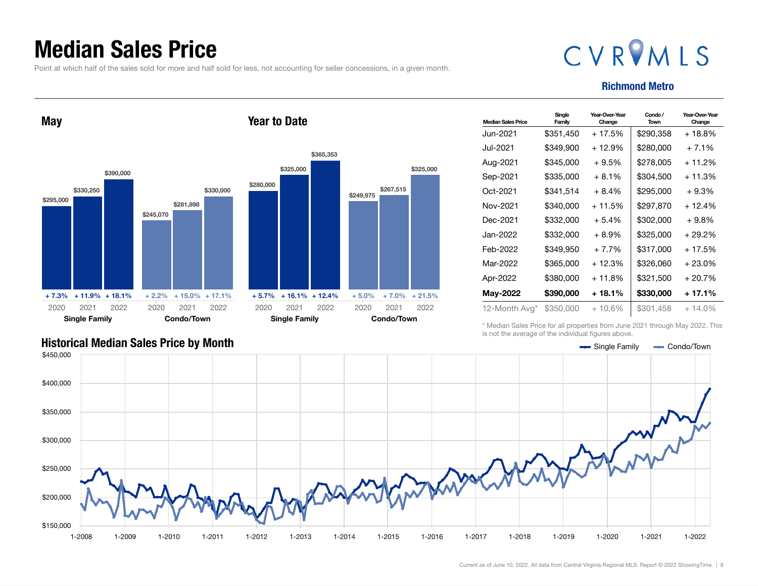# Median Sales Price

Point at which half of the sales sold for more and half sold for less, not accounting for seller concessions, in a given month.

CVRMLS

**Richmond Metro**

## May

| | 2020 | 2021 | 2022 |
|---|---|---|---|
| Single Family | $295,000 | $330,250 | $390,000 |
| Change | + 7.3% | + 11.9% | + 18.1% |
| Condo/Town | $245,070 | $281,898 | $330,000 |
| Change | + 2.2% | + 15.0% | + 17.1% |

## Year to Date

| | 2020 | 2021 | 2022 |
|---|---|---|---|
| Single Family | $280,000 | $325,000 | $365,353 |
| Change | + 5.7% | + 16.1% | + 12.4% |
| Condo/Town | $249,975 | $267,515 | $325,000 |
| Change | + 5.0% | + 7.0% | + 21.5% |

| Median Sales Price | Single Family | Year-Over-Year Change | Condo / Town | Year-Over-Year Change |
|---|---|---|---|---|
| Jun-2021 | $351,450 | + 17.5% | $290,358 | + 18.8% |
| Jul-2021 | $349,900 | + 12.9% | $280,000 | + 7.1% |
| Aug-2021 | $345,000 | + 9.5% | $278,005 | + 11.2% |
| Sep-2021 | $335,000 | + 8.1% | $304,500 | + 11.3% |
| Oct-2021 | $341,514 | + 8.4% | $295,000 | + 9.3% |
| Nov-2021 | $340,000 | + 11.5% | $297,870 | + 12.4% |
| Dec-2021 | $332,000 | + 5.4% | $302,000 | + 9.8% |
| Jan-2022 | $332,000 | + 8.9% | $325,000 | + 29.2% |
| Feb-2022 | $349,950 | + 7.7% | $317,000 | + 17.5% |
| Mar-2022 | $365,000 | + 12.3% | $326,060 | + 23.0% |
| Apr-2022 | $380,000 | + 11.8% | $321,500 | + 20.7% |
| **May-2022** | **$390,000** | **+ 18.1%** | **$330,000** | **+ 17.1%** |
| 12-Month Avg* | $350,000 | + 10.6% | $301,458 | + 14.0% |

\* Median Sales Price for all properties from June 2021 through May 2022. This is not the average of the individual figures above.

## Historical Median Sales Price by Month

Single Family — Condo/Town

Current as of June 10, 2022. All data from Central Virginia Regional MLS. Report © 2022 ShowingTime.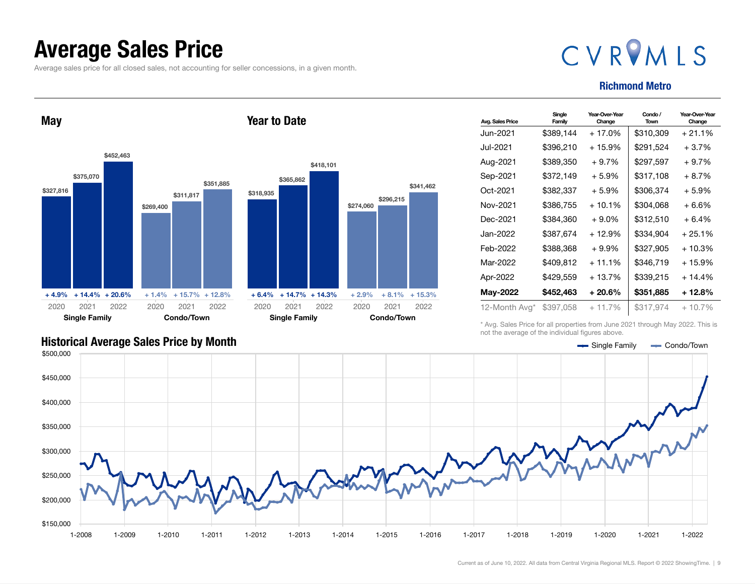# Average Sales Price

Average sales price for all closed sales, not accounting for seller concessions, in a given month.

CVRMLS

**Richmond Metro**

## May

| | 2020 | 2021 | 2022 |
|---|---|---|---|
| Single Family | $327,816 | $375,070 | $452,463 |
| Change | + 4.9% | + 14.4% | + 20.6% |
| Condo/Town | $269,400 | $311,817 | $351,885 |
| Change | + 1.4% | + 15.7% | + 12.8% |

## Year to Date

| | 2020 | 2021 | 2022 |
|---|---|---|---|
| Single Family | $318,935 | $365,862 | $418,101 |
| Change | + 6.4% | + 14.7% | + 14.3% |
| Condo/Town | $274,060 | $296,215 | $341,462 |
| Change | + 2.9% | + 8.1% | + 15.3% |

| Avg. Sales Price | Single Family | Year-Over-Year Change | Condo / Town | Year-Over-Year Change |
|---|---|---|---|---|
| Jun-2021 | $389,144 | + 17.0% | $310,309 | + 21.1% |
| Jul-2021 | $396,210 | + 15.9% | $291,524 | + 3.7% |
| Aug-2021 | $389,350 | + 9.7% | $297,597 | + 9.7% |
| Sep-2021 | $372,149 | + 5.9% | $317,108 | + 8.7% |
| Oct-2021 | $382,337 | + 5.9% | $306,374 | + 5.9% |
| Nov-2021 | $386,755 | + 10.1% | $304,068 | + 6.6% |
| Dec-2021 | $384,360 | + 9.0% | $312,510 | + 6.4% |
| Jan-2022 | $387,674 | + 12.9% | $334,904 | + 25.1% |
| Feb-2022 | $388,368 | + 9.9% | $327,905 | + 10.3% |
| Mar-2022 | $409,812 | + 11.1% | $346,719 | + 15.9% |
| Apr-2022 | $429,559 | + 13.7% | $339,215 | + 14.4% |
| **May-2022** | **$452,463** | **+ 20.6%** | **$351,885** | **+ 12.8%** |
| 12-Month Avg* | $397,058 | + 11.7% | $317,974 | + 10.7% |

\* Avg. Sales Price for all properties from June 2021 through May 2022. This is not the average of the individual figures above.

## Historical Average Sales Price by Month

Single Family — Condo/Town

Current as of June 10, 2022. All data from Central Virginia Regional MLS. Report © 2022 ShowingTime.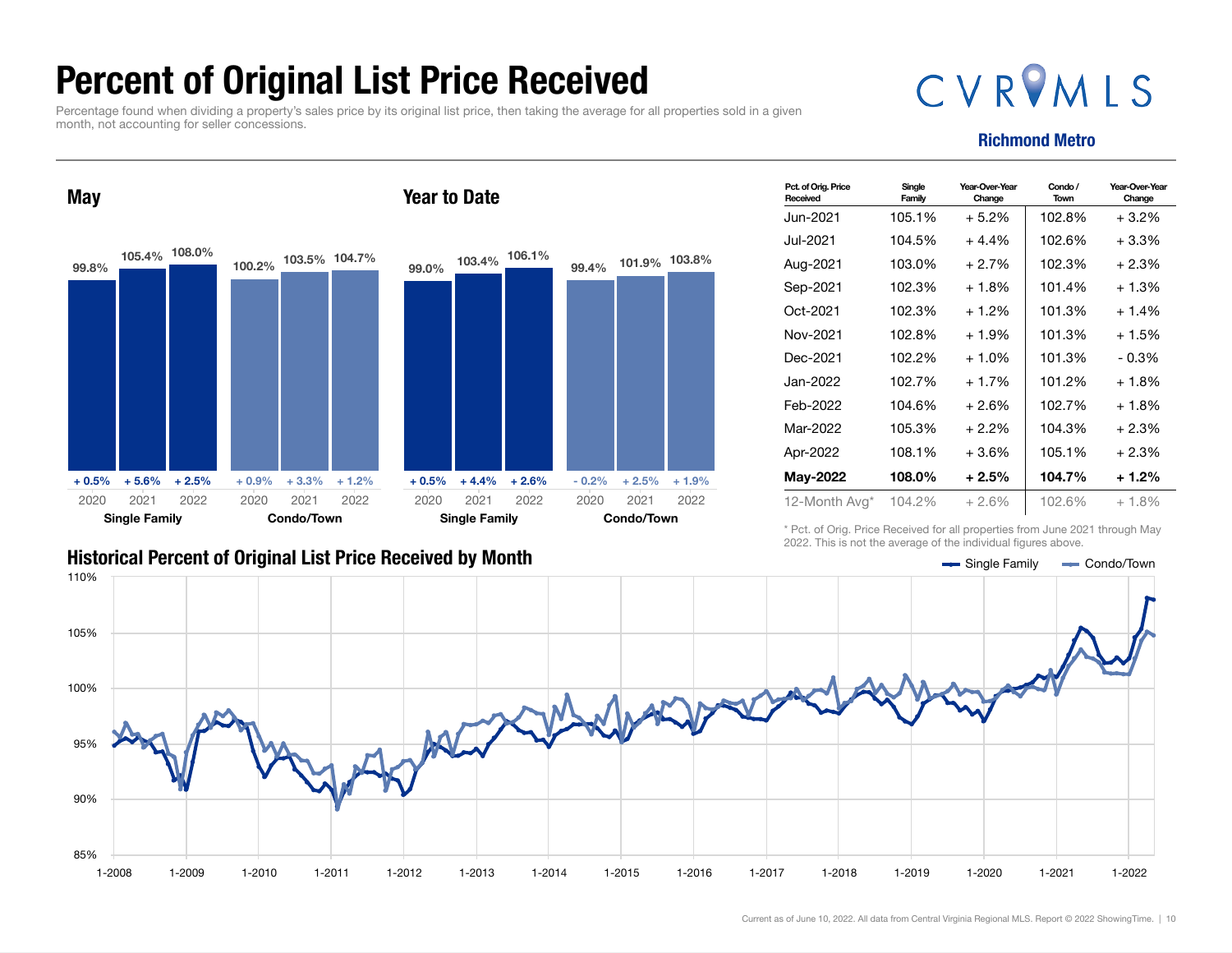# Percent of Original List Price Received

Percentage found when dividing a property's sales price by its original list price, then taking the average for all properties sold in a given month, not accounting for seller concessions.

**CVRMLS**

**Richmond Metro**

## May

| | 2020 | 2021 | 2022 |
|---|---|---|---|
| Single Family | 99.8% | 105.4% | 108.0% |
| Change | + 0.5% | + 5.6% | + 2.5% |
| Condo/Town | 100.2% | 103.5% | 104.7% |
| Change | + 0.9% | + 3.3% | + 1.2% |

## Year to Date

| | 2020 | 2021 | 2022 |
|---|---|---|---|
| Single Family | 99.0% | 103.4% | 106.1% |
| Change | + 0.5% | + 4.4% | + 2.6% |
| Condo/Town | 99.4% | 101.9% | 103.8% |
| Change | - 0.2% | + 2.5% | + 1.9% |

| Pct. of Orig. Price Received | Single Family | Year-Over-Year Change | Condo / Town | Year-Over-Year Change |
|---|---|---|---|---|
| Jun-2021 | 105.1% | + 5.2% | 102.8% | + 3.2% |
| Jul-2021 | 104.5% | + 4.4% | 102.6% | + 3.3% |
| Aug-2021 | 103.0% | + 2.7% | 102.3% | + 2.3% |
| Sep-2021 | 102.3% | + 1.8% | 101.4% | + 1.3% |
| Oct-2021 | 102.3% | + 1.2% | 101.3% | + 1.4% |
| Nov-2021 | 102.8% | + 1.9% | 101.3% | + 1.5% |
| Dec-2021 | 102.2% | + 1.0% | 101.3% | - 0.3% |
| Jan-2022 | 102.7% | + 1.7% | 101.2% | + 1.8% |
| Feb-2022 | 104.6% | + 2.6% | 102.7% | + 1.8% |
| Mar-2022 | 105.3% | + 2.2% | 104.3% | + 2.3% |
| Apr-2022 | 108.1% | + 3.6% | 105.1% | + 2.3% |
| **May-2022** | **108.0%** | **+ 2.5%** | **104.7%** | **+ 1.2%** |
| 12-Month Avg* | 104.2% | + 2.6% | 102.6% | + 1.8% |

\* Pct. of Orig. Price Received for all properties from June 2021 through May 2022. This is not the average of the individual figures above.

## Historical Percent of Original List Price Received by Month

Single Family — Condo/Town

Current as of June 10, 2022. All data from Central Virginia Regional MLS. Report © 2022 ShowingTime.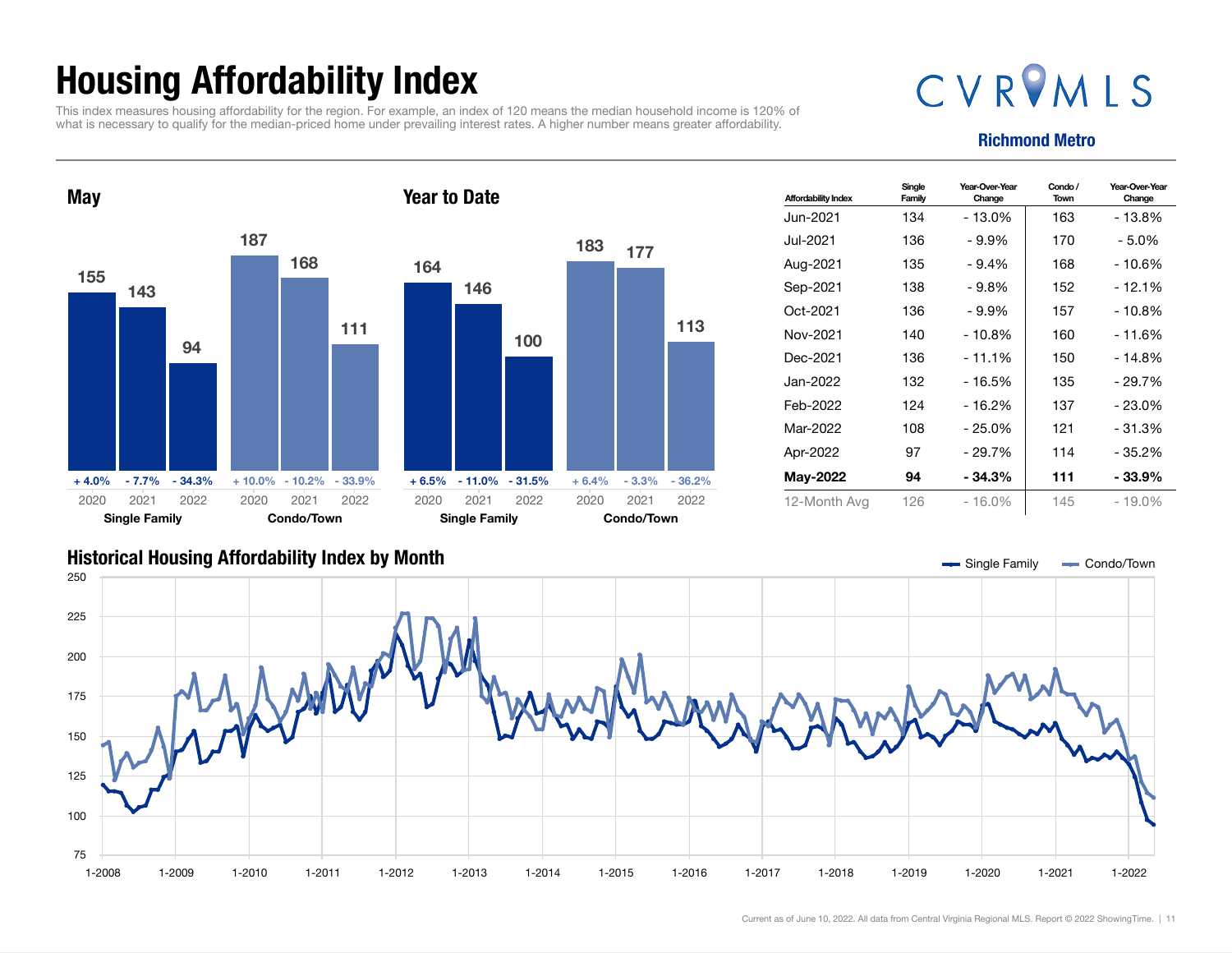# Housing Affordability Index

This index measures housing affordability for the region. For example, an index of 120 means the median household income is 120% of what is necessary to qualify for the median-priced home under prevailing interest rates. A higher number means greater affordability.

CVRMLS

**Richmond Metro**

## May

| | 2020 | 2021 | 2022 |
|---|---|---|---|
| Single Family | 155 | 143 | 94 |
| Change | + 4.0% | - 7.7% | - 34.3% |
| Condo/Town | 187 | 168 | 111 |
| Change | + 10.0% | - 10.2% | - 33.9% |

## Year to Date

| | 2020 | 2021 | 2022 |
|---|---|---|---|
| Single Family | 164 | 146 | 100 |
| Change | + 6.5% | - 11.0% | - 31.5% |
| Condo/Town | 183 | 177 | 113 |
| Change | + 6.4% | - 3.3% | - 36.2% |

| Affordability Index | Single Family | Year-Over-Year Change | Condo / Town | Year-Over-Year Change |
|---|---|---|---|---|
| Jun-2021 | 134 | - 13.0% | 163 | - 13.8% |
| Jul-2021 | 136 | - 9.9% | 170 | - 5.0% |
| Aug-2021 | 135 | - 9.4% | 168 | - 10.6% |
| Sep-2021 | 138 | - 9.8% | 152 | - 12.1% |
| Oct-2021 | 136 | - 9.9% | 157 | - 10.8% |
| Nov-2021 | 140 | - 10.8% | 160 | - 11.6% |
| Dec-2021 | 136 | - 11.1% | 150 | - 14.8% |
| Jan-2022 | 132 | - 16.5% | 135 | - 29.7% |
| Feb-2022 | 124 | - 16.2% | 137 | - 23.0% |
| Mar-2022 | 108 | - 25.0% | 121 | - 31.3% |
| Apr-2022 | 97 | - 29.7% | 114 | - 35.2% |
| **May-2022** | **94** | **- 34.3%** | **111** | **- 33.9%** |
| 12-Month Avg | 126 | - 16.0% | 145 | - 19.0% |

## Historical Housing Affordability Index by Month

Current as of June 10, 2022. All data from Central Virginia Regional MLS. Report © 2022 ShowingTime.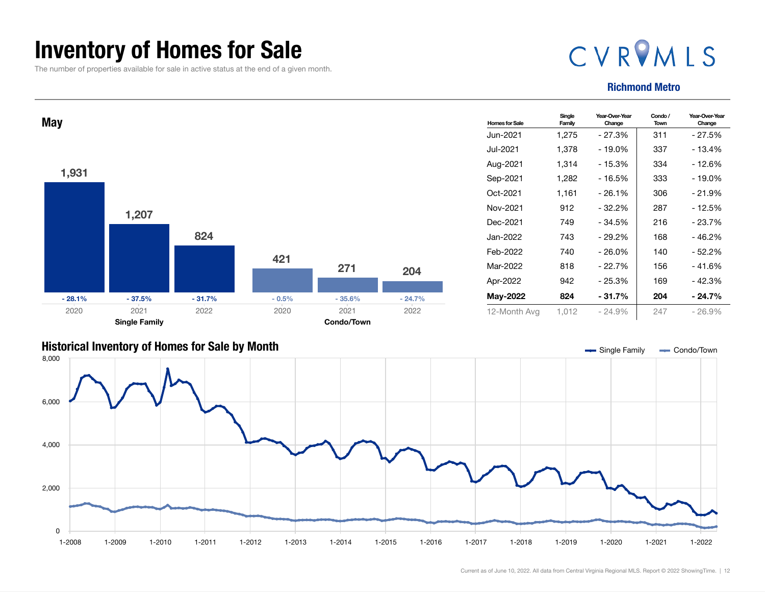# Inventory of Homes for Sale

The number of properties available for sale in active status at the end of a given month.

CVRMLS

**Richmond Metro**

## May

| | 2020 | 2021 | 2022 |
|---|---|---|---|
| **Single Family** | 1,931 | 1,207 | 824 |
| Change | - 28.1% | - 37.5% | - 31.7% |
| **Condo/Town** | 421 | 271 | 204 |
| Change | - 0.5% | - 35.6% | - 24.7% |

| Homes for Sale | Single Family | Year-Over-Year Change | Condo / Town | Year-Over-Year Change |
|---|---|---|---|---|
| Jun-2021 | 1,275 | - 27.3% | 311 | - 27.5% |
| Jul-2021 | 1,378 | - 19.0% | 337 | - 13.4% |
| Aug-2021 | 1,314 | - 15.3% | 334 | - 12.6% |
| Sep-2021 | 1,282 | - 16.5% | 333 | - 19.0% |
| Oct-2021 | 1,161 | - 26.1% | 306 | - 21.9% |
| Nov-2021 | 912 | - 32.2% | 287 | - 12.5% |
| Dec-2021 | 749 | - 34.5% | 216 | - 23.7% |
| Jan-2022 | 743 | - 29.2% | 168 | - 46.2% |
| Feb-2022 | 740 | - 26.0% | 140 | - 52.2% |
| Mar-2022 | 818 | - 22.7% | 156 | - 41.6% |
| Apr-2022 | 942 | - 25.3% | 169 | - 42.3% |
| **May-2022** | **824** | **- 31.7%** | **204** | **- 24.7%** |
| 12-Month Avg | 1,012 | - 24.9% | 247 | - 26.9% |

## Historical Inventory of Homes for Sale by Month

Current as of June 10, 2022. All data from Central Virginia Regional MLS. Report © 2022 ShowingTime.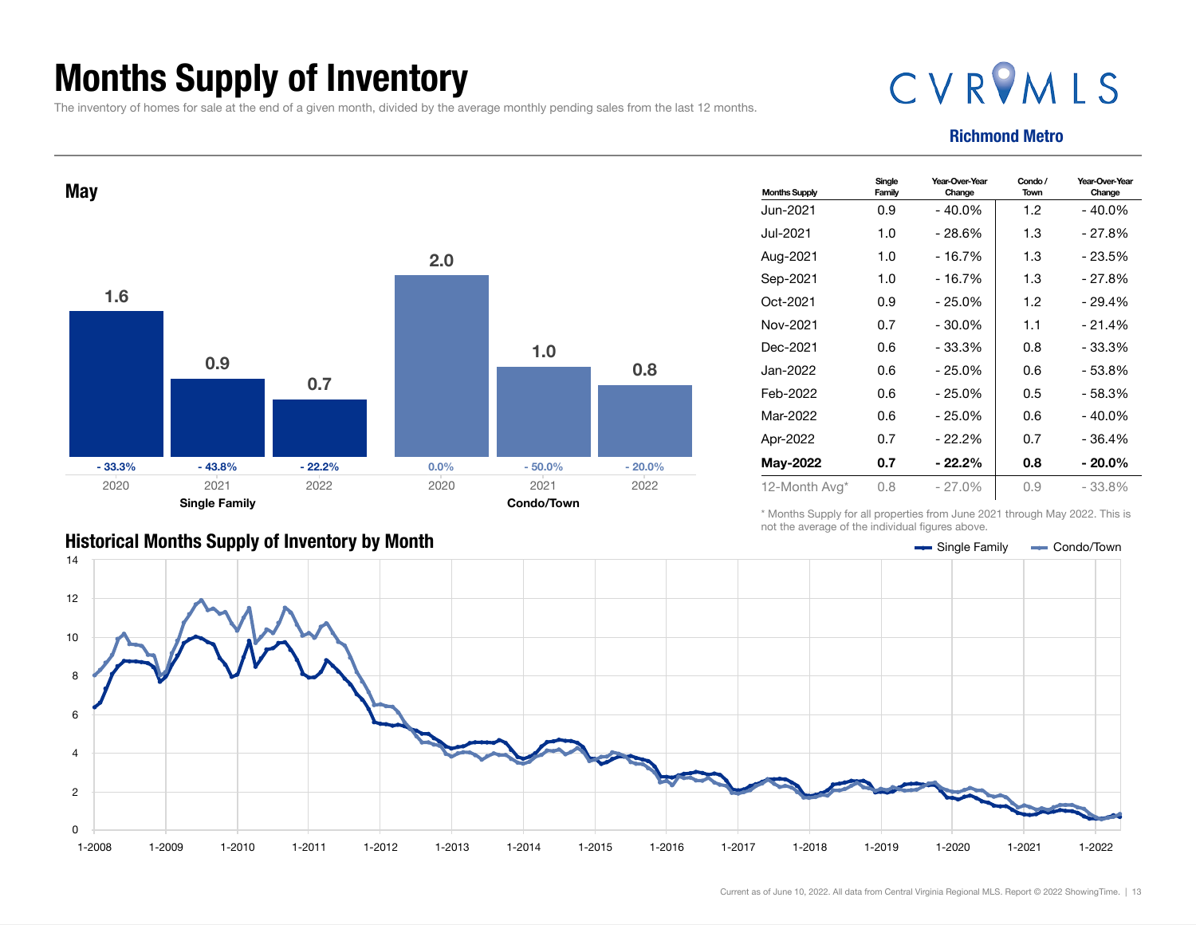# Months Supply of Inventory

The inventory of homes for sale at the end of a given month, divided by the average monthly pending sales from the last 12 months.

CVRMLS

**Richmond Metro**

## May

| | 2020 | 2021 | 2022 |
|---|---|---|---|
| **Single Family** | 1.6 | 0.9 | 0.7 |
| Change | - 33.3% | - 43.8% | - 22.2% |
| **Condo/Town** | 2.0 | 1.0 | 0.8 |
| Change | 0.0% | - 50.0% | - 20.0% |

| Months Supply | Single Family | Year-Over-Year Change | Condo / Town | Year-Over-Year Change |
|---|---|---|---|---|
| Jun-2021 | 0.9 | - 40.0% | 1.2 | - 40.0% |
| Jul-2021 | 1.0 | - 28.6% | 1.3 | - 27.8% |
| Aug-2021 | 1.0 | - 16.7% | 1.3 | - 23.5% |
| Sep-2021 | 1.0 | - 16.7% | 1.3 | - 27.8% |
| Oct-2021 | 0.9 | - 25.0% | 1.2 | - 29.4% |
| Nov-2021 | 0.7 | - 30.0% | 1.1 | - 21.4% |
| Dec-2021 | 0.6 | - 33.3% | 0.8 | - 33.3% |
| Jan-2022 | 0.6 | - 25.0% | 0.6 | - 53.8% |
| Feb-2022 | 0.6 | - 25.0% | 0.5 | - 58.3% |
| Mar-2022 | 0.6 | - 25.0% | 0.6 | - 40.0% |
| Apr-2022 | 0.7 | - 22.2% | 0.7 | - 36.4% |
| **May-2022** | **0.7** | **- 22.2%** | **0.8** | **- 20.0%** |
| 12-Month Avg* | 0.8 | - 27.0% | 0.9 | - 33.8% |

\* Months Supply for all properties from June 2021 through May 2022. This is not the average of the individual figures above.

## Historical Months Supply of Inventory by Month

Single Family — Condo/Town

Current as of June 10, 2022. All data from Central Virginia Regional MLS. Report © 2022 ShowingTime.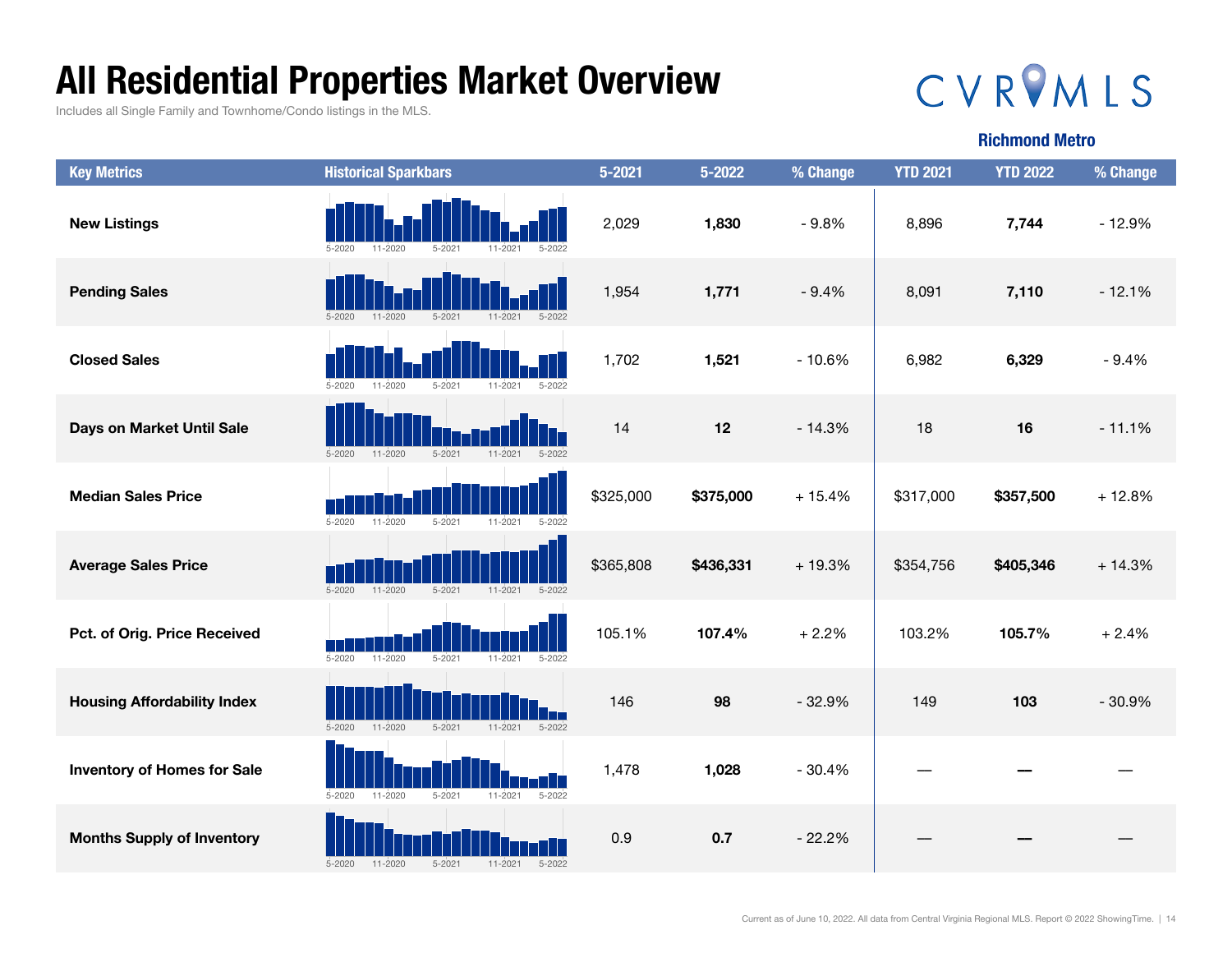# All Residential Properties Market Overview

Includes all Single Family and Townhome/Condo listings in the MLS.

CVRMLS

**Richmond Metro**

| Key Metrics | Historical Sparkbars | 5-2021 | 5-2022 | % Change | YTD 2021 | YTD 2022 | % Change |
|---|---|---|---|---|---|---|---|
| **New Listings** | 5-2020 11-2020 5-2021 11-2021 5-2022 | 2,029 | **1,830** | - 9.8% | 8,896 | **7,744** | - 12.9% |
| **Pending Sales** | 5-2020 11-2020 5-2021 11-2021 5-2022 | 1,954 | **1,771** | - 9.4% | 8,091 | **7,110** | - 12.1% |
| **Closed Sales** | 5-2020 11-2020 5-2021 11-2021 5-2022 | 1,702 | **1,521** | - 10.6% | 6,982 | **6,329** | - 9.4% |
| **Days on Market Until Sale** | 5-2020 11-2020 5-2021 11-2021 5-2022 | 14 | **12** | - 14.3% | 18 | **16** | - 11.1% |
| **Median Sales Price** | 5-2020 11-2020 5-2021 11-2021 5-2022 | $325,000 | **$375,000** | + 15.4% | $317,000 | **$357,500** | + 12.8% |
| **Average Sales Price** | 5-2020 11-2020 5-2021 11-2021 5-2022 | $365,808 | **$436,331** | + 19.3% | $354,756 | **$405,346** | + 14.3% |
| **Pct. of Orig. Price Received** | 5-2020 11-2020 5-2021 11-2021 5-2022 | 105.1% | **107.4%** | + 2.2% | 103.2% | **105.7%** | + 2.4% |
| **Housing Affordability Index** | 5-2020 11-2020 5-2021 11-2021 5-2022 | 146 | **98** | - 32.9% | 149 | **103** | - 30.9% |
| **Inventory of Homes for Sale** | 5-2020 11-2020 5-2021 11-2021 5-2022 | 1,478 | **1,028** | - 30.4% | — | **—** | — |
| **Months Supply of Inventory** | 5-2020 11-2020 5-2021 11-2021 5-2022 | 0.9 | **0.7** | - 22.2% | — | **—** | — |

Current as of June 10, 2022. All data from Central Virginia Regional MLS. Report © 2022 ShowingTime.